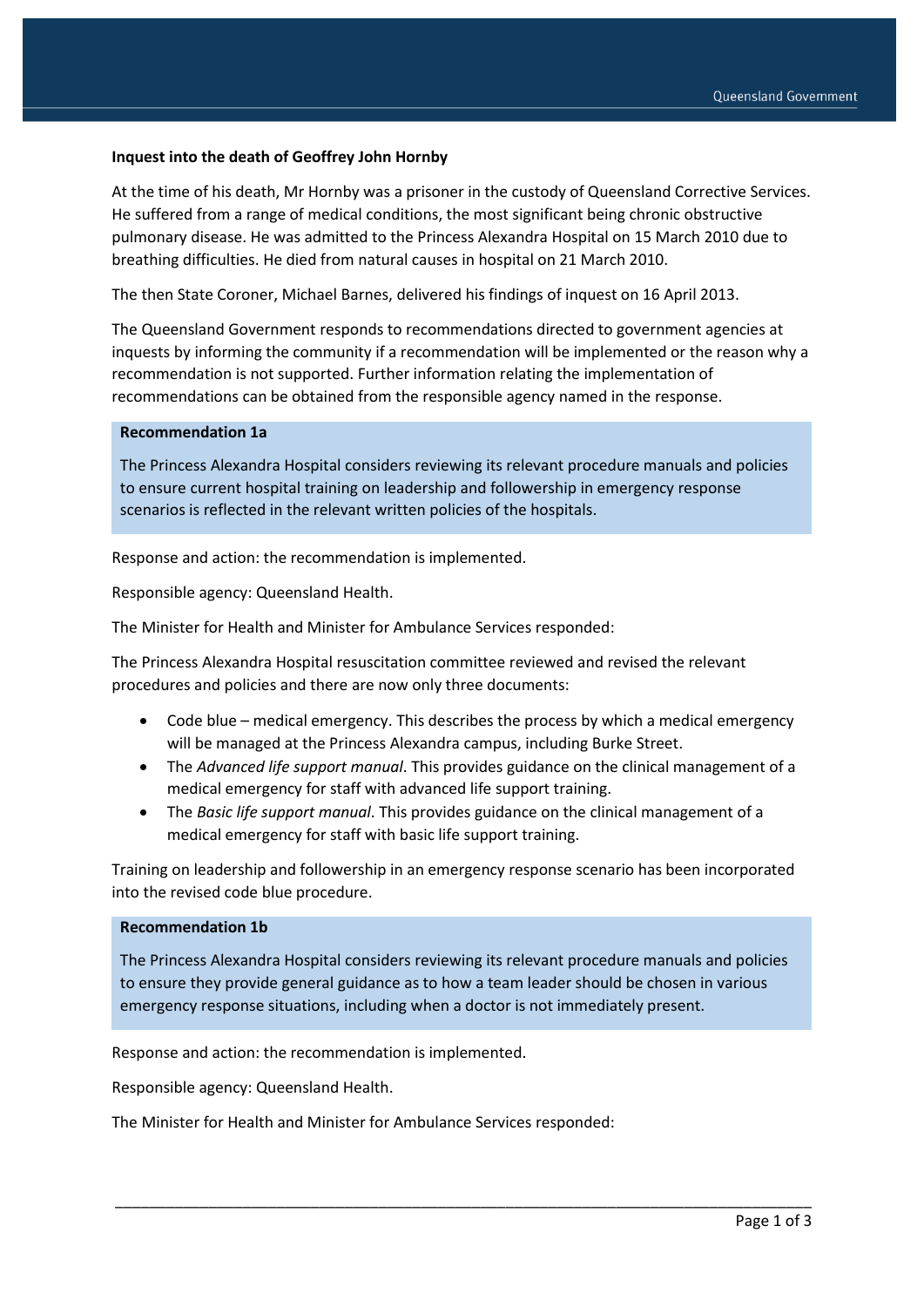**Inquest into the death of Geoffrey John Hornby**

At the time of his death, Mr Hornby was a prisoner in the custody of Queensland Corrective Services. He suffered from a range of medical conditions, the most significant being chronic obstructive pulmonary disease. He was admitted to the Princess Alexandra Hospital on 15 March 2010 due to breathing difficulties. He died from natural causes in hospital on 21 March 2010.

The then State Coroner, Michael Barnes, delivered his findings of inquest on 16 April 2013.

The Queensland Government responds to recommendations directed to government agencies at inquests by informing the community if a recommendation will be implemented or the reason why a recommendation is not supported. Further information relating the implementation of recommendations can be obtained from the responsible agency named in the response.

**Recommendation 1a**

The Princess Alexandra Hospital considers reviewing its relevant procedure manuals and policies to ensure current hospital training on leadership and followership in emergency response scenarios is reflected in the relevant written policies of the hospitals.

Response and action: the recommendation is implemented.

Responsible agency: Queensland Health.

The Minister for Health and Minister for Ambulance Services responded:

The Princess Alexandra Hospital resuscitation committee reviewed and revised the relevant procedures and policies and there are now only three documents:

- Code blue – medical emergency. This describes the process by which a medical emergency will be managed at the Princess Alexandra campus, including Burke Street.
- The *Advanced life support manual*. This provides guidance on the clinical management of a medical emergency for staff with advanced life support training.
- The *Basic life support manual*. This provides guidance on the clinical management of a medical emergency for staff with basic life support training.

Training on leadership and followership in an emergency response scenario has been incorporated into the revised code blue procedure.

**Recommendation 1b**

The Princess Alexandra Hospital considers reviewing its relevant procedure manuals and policies to ensure they provide general guidance as to how a team leader should be chosen in various emergency response situations, including when a doctor is not immediately present.

Response and action: the recommendation is implemented.

Responsible agency: Queensland Health.

The Minister for Health and Minister for Ambulance Services responded: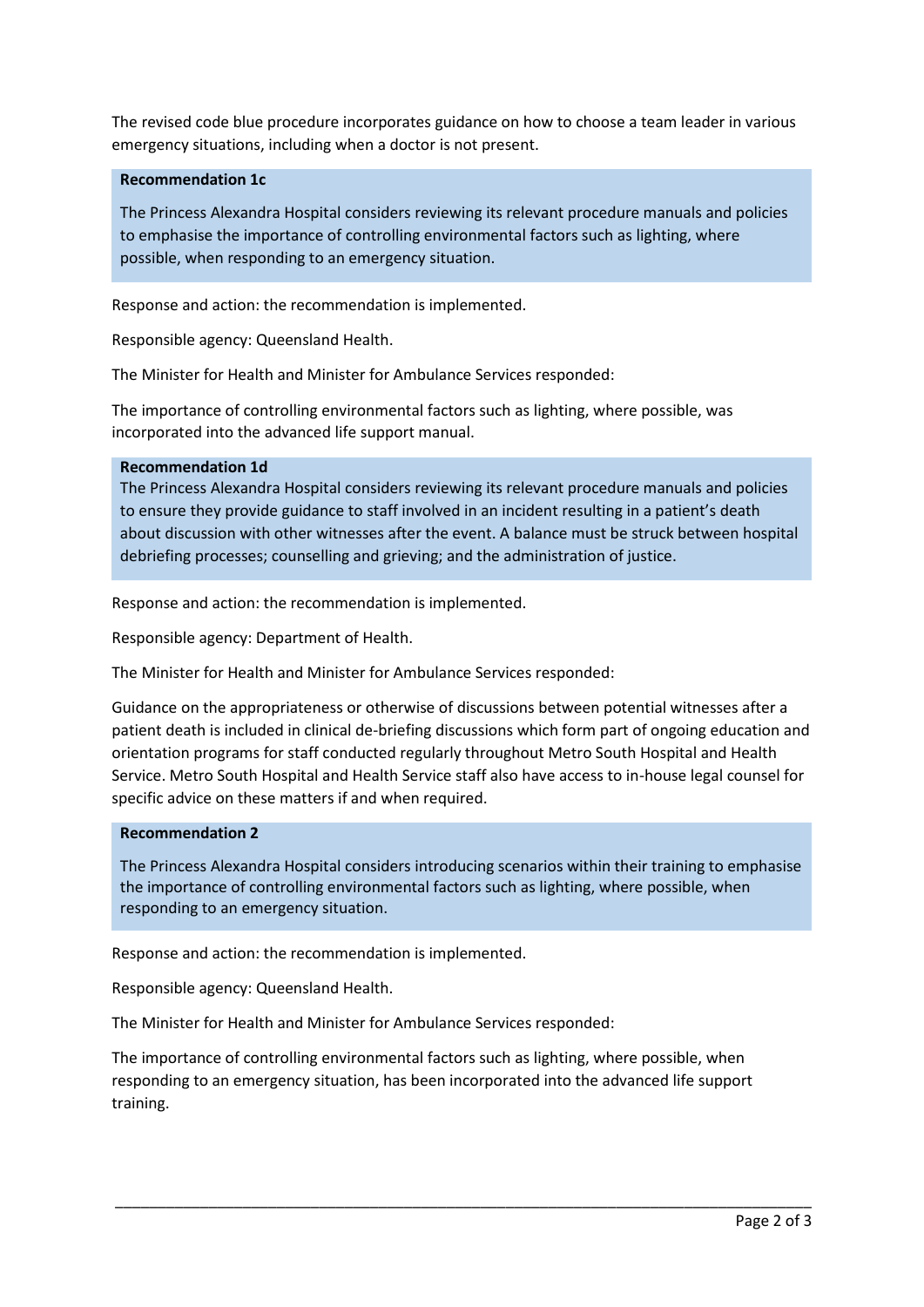The revised code blue procedure incorporates guidance on how to choose a team leader in various emergency situations, including when a doctor is not present.

**Recommendation 1c**

The Princess Alexandra Hospital considers reviewing its relevant procedure manuals and policies to emphasise the importance of controlling environmental factors such as lighting, where possible, when responding to an emergency situation.

Response and action: the recommendation is implemented.

Responsible agency: Queensland Health.

The Minister for Health and Minister for Ambulance Services responded:

The importance of controlling environmental factors such as lighting, where possible, was incorporated into the advanced life support manual.

**Recommendation 1d**

The Princess Alexandra Hospital considers reviewing its relevant procedure manuals and policies to ensure they provide guidance to staff involved in an incident resulting in a patient's death about discussion with other witnesses after the event. A balance must be struck between hospital debriefing processes; counselling and grieving; and the administration of justice.

Response and action: the recommendation is implemented.

Responsible agency: Department of Health.

The Minister for Health and Minister for Ambulance Services responded:

Guidance on the appropriateness or otherwise of discussions between potential witnesses after a patient death is included in clinical de-briefing discussions which form part of ongoing education and orientation programs for staff conducted regularly throughout Metro South Hospital and Health Service. Metro South Hospital and Health Service staff also have access to in-house legal counsel for specific advice on these matters if and when required.

**Recommendation 2**

The Princess Alexandra Hospital considers introducing scenarios within their training to emphasise the importance of controlling environmental factors such as lighting, where possible, when responding to an emergency situation.

Response and action: the recommendation is implemented.

Responsible agency: Queensland Health.

The Minister for Health and Minister for Ambulance Services responded:

The importance of controlling environmental factors such as lighting, where possible, when responding to an emergency situation, has been incorporated into the advanced life support training.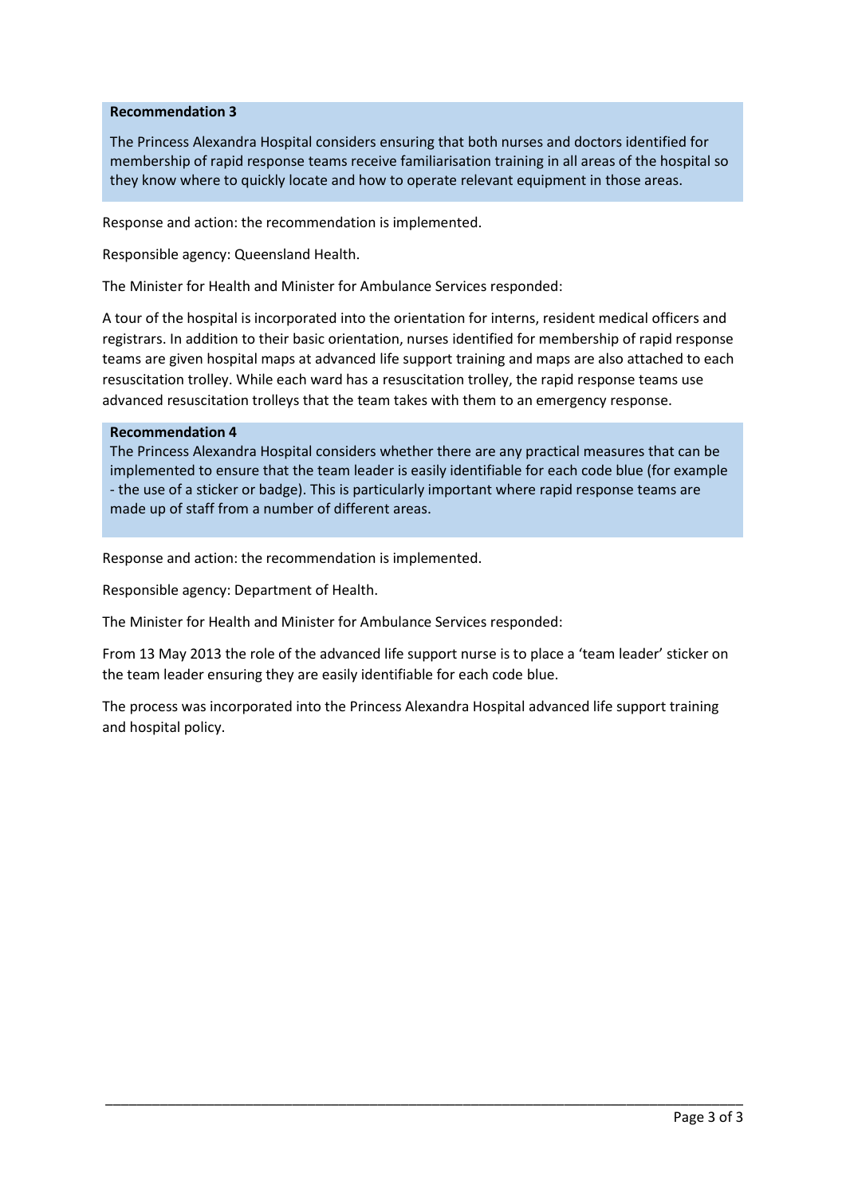**Recommendation 3**

The Princess Alexandra Hospital considers ensuring that both nurses and doctors identified for membership of rapid response teams receive familiarisation training in all areas of the hospital so they know where to quickly locate and how to operate relevant equipment in those areas.

Response and action: the recommendation is implemented.

Responsible agency: Queensland Health.

The Minister for Health and Minister for Ambulance Services responded:

A tour of the hospital is incorporated into the orientation for interns, resident medical officers and registrars. In addition to their basic orientation, nurses identified for membership of rapid response teams are given hospital maps at advanced life support training and maps are also attached to each resuscitation trolley. While each ward has a resuscitation trolley, the rapid response teams use advanced resuscitation trolleys that the team takes with them to an emergency response.

**Recommendation 4**

The Princess Alexandra Hospital considers whether there are any practical measures that can be implemented to ensure that the team leader is easily identifiable for each code blue (for example - the use of a sticker or badge). This is particularly important where rapid response teams are made up of staff from a number of different areas.

Response and action: the recommendation is implemented.

Responsible agency: Department of Health.

The Minister for Health and Minister for Ambulance Services responded:

From 13 May 2013 the role of the advanced life support nurse is to place a 'team leader' sticker on the team leader ensuring they are easily identifiable for each code blue.

The process was incorporated into the Princess Alexandra Hospital advanced life support training and hospital policy.